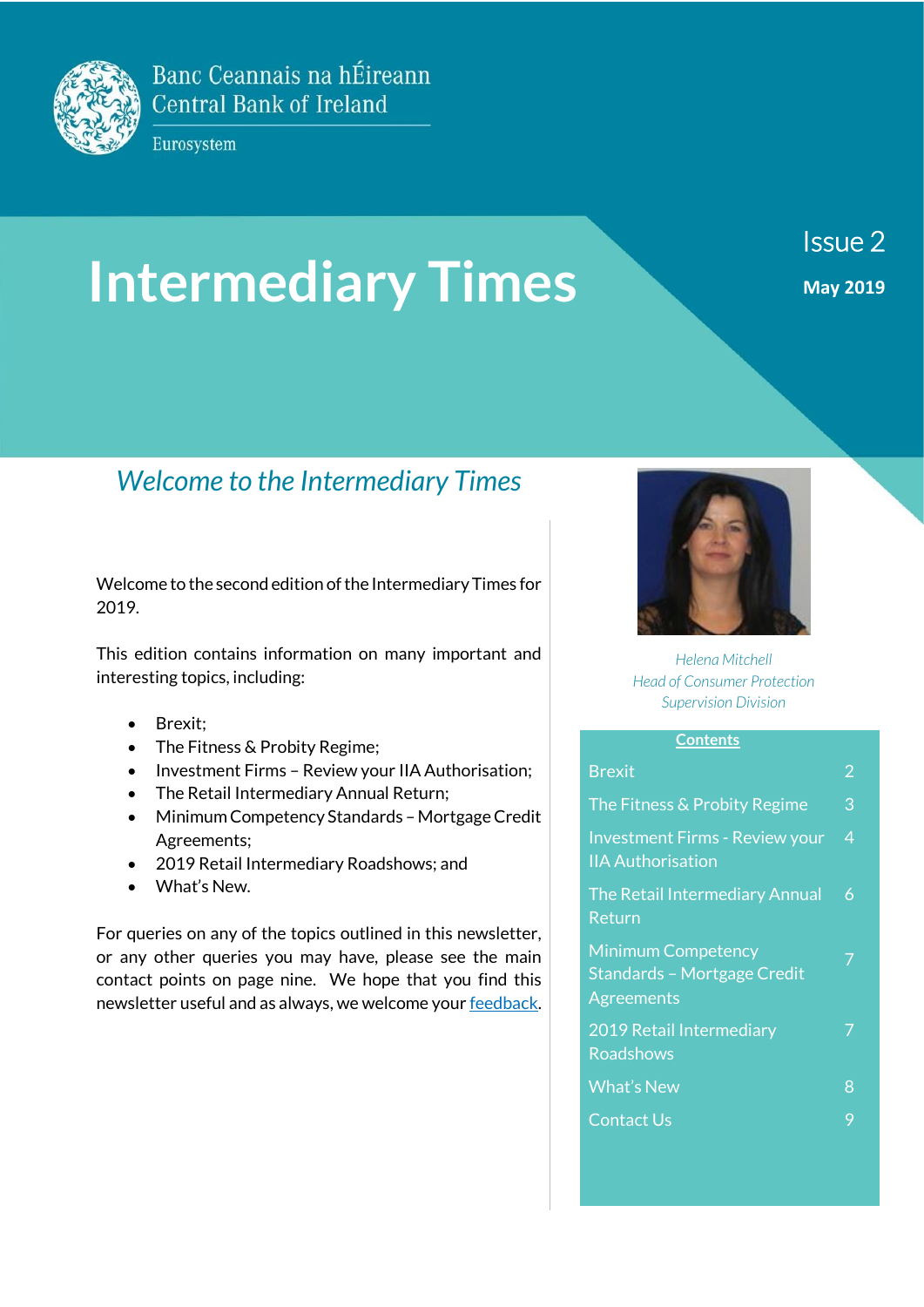Banc Ceannais na hÉireann
Central Bank of Ireland

Eurosystem

# Intermediary Times

Issue 2

**May 2019**

## *Welcome to the Intermediary Times*

Welcome to the second edition of the Intermediary Times for 2019.

This edition contains information on many important and interesting topics, including:

- Brexit;
- The Fitness & Probity Regime;
- Investment Firms – Review your IIA Authorisation;
- The Retail Intermediary Annual Return;
- Minimum Competency Standards – Mortgage Credit Agreements;
- 2019 Retail Intermediary Roadshows; and
- What's New.

For queries on any of the topics outlined in this newsletter, or any other queries you may have, please see the main contact points on page nine. We hope that you find this newsletter useful and as always, we welcome your feedback.

*Helena Mitchell*
*Head of Consumer Protection Supervision Division*

**Contents**

| | |
|---|---|
| Brexit | 2 |
| The Fitness & Probity Regime | 3 |
| Investment Firms - Review your IIA Authorisation | 4 |
| The Retail Intermediary Annual Return | 6 |
| Minimum Competency Standards – Mortgage Credit Agreements | 7 |
| 2019 Retail Intermediary Roadshows | 7 |
| What's New | 8 |
| Contact Us | 9 |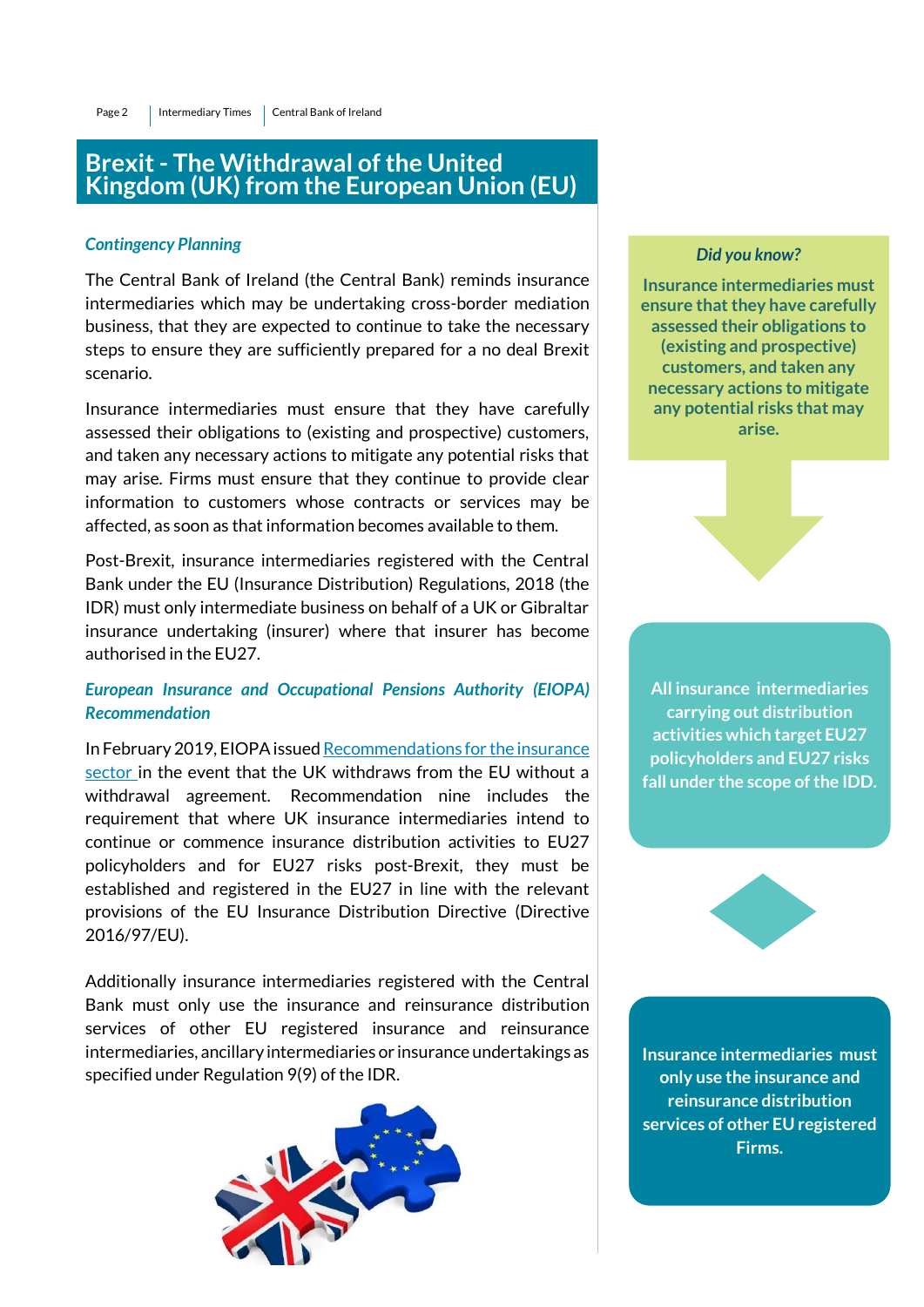# Brexit - The Withdrawal of the United Kingdom (UK) from the European Union (EU)

### *Contingency Planning*

The Central Bank of Ireland (the Central Bank) reminds insurance intermediaries which may be undertaking cross-border mediation business, that they are expected to continue to take the necessary steps to ensure they are sufficiently prepared for a no deal Brexit scenario.

Insurance intermediaries must ensure that they have carefully assessed their obligations to (existing and prospective) customers, and taken any necessary actions to mitigate any potential risks that may arise. Firms must ensure that they continue to provide clear information to customers whose contracts or services may be affected, as soon as that information becomes available to them.

Post-Brexit, insurance intermediaries registered with the Central Bank under the EU (Insurance Distribution) Regulations, 2018 (the IDR) must only intermediate business on behalf of a UK or Gibraltar insurance undertaking (insurer) where that insurer has become authorised in the EU27.

### *European Insurance and Occupational Pensions Authority (EIOPA) Recommendation*

In February 2019, EIOPA issued Recommendations for the insurance sector in the event that the UK withdraws from the EU without a withdrawal agreement. Recommendation nine includes the requirement that where UK insurance intermediaries intend to continue or commence insurance distribution activities to EU27 policyholders and for EU27 risks post-Brexit, they must be established and registered in the EU27 in line with the relevant provisions of the EU Insurance Distribution Directive (Directive 2016/97/EU).

Additionally insurance intermediaries registered with the Central Bank must only use the insurance and reinsurance distribution services of other EU registered insurance and reinsurance intermediaries, ancillary intermediaries or insurance undertakings as specified under Regulation 9(9) of the IDR.

*Did you know?*

**Insurance intermediaries must ensure that they have carefully assessed their obligations to (existing and prospective) customers, and taken any necessary actions to mitigate any potential risks that may arise.**

**All insurance intermediaries carrying out distribution activities which target EU27 policyholders and EU27 risks fall under the scope of the IDD.**

**Insurance intermediaries must only use the insurance and reinsurance distribution services of other EU registered Firms.**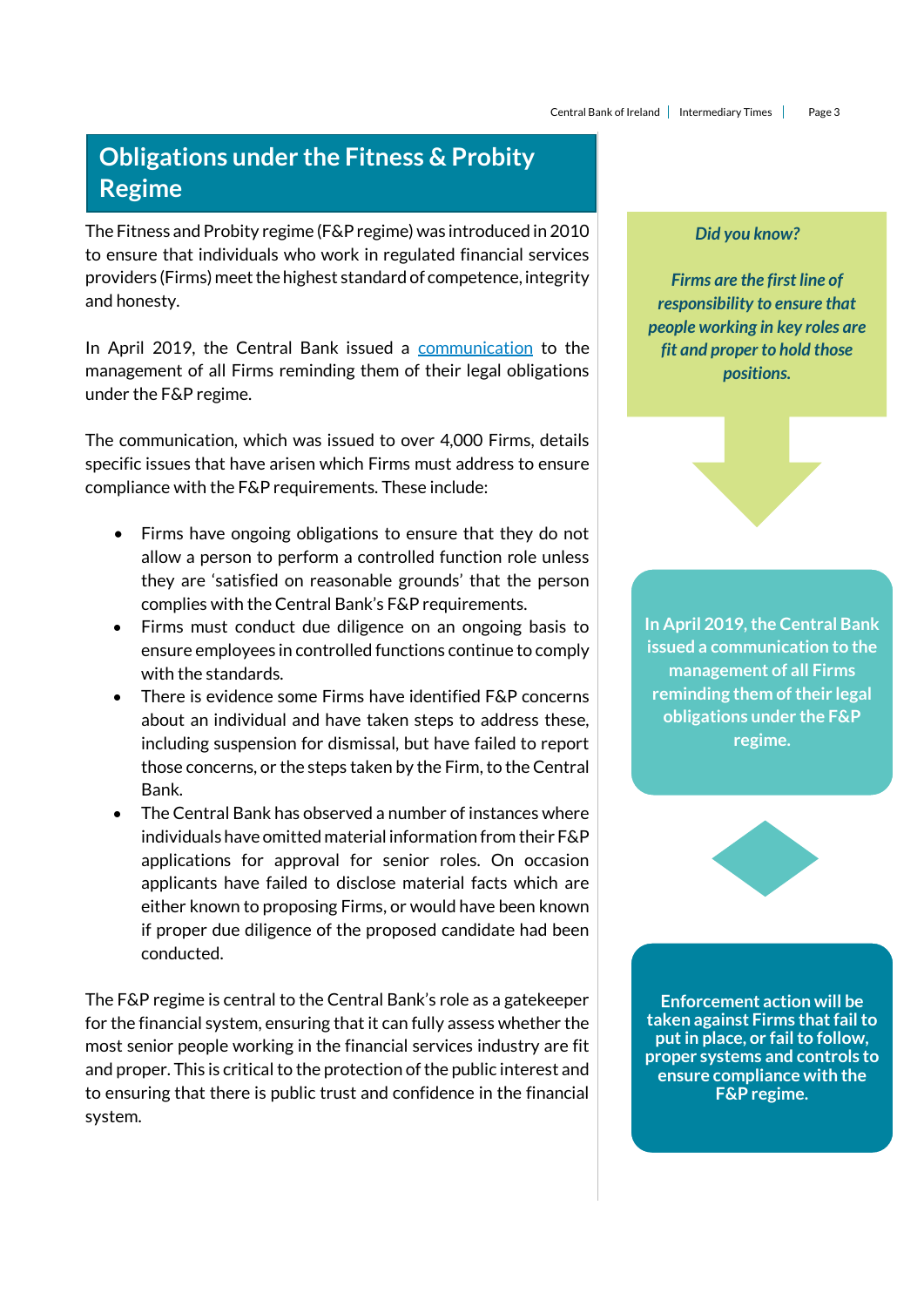# Obligations under the Fitness & Probity Regime

The Fitness and Probity regime (F&P regime) was introduced in 2010 to ensure that individuals who work in regulated financial services providers (Firms) meet the highest standard of competence, integrity and honesty.

In April 2019, the Central Bank issued a communication to the management of all Firms reminding them of their legal obligations under the F&P regime.

The communication, which was issued to over 4,000 Firms, details specific issues that have arisen which Firms must address to ensure compliance with the F&P requirements. These include:

- Firms have ongoing obligations to ensure that they do not allow a person to perform a controlled function role unless they are 'satisfied on reasonable grounds' that the person complies with the Central Bank's F&P requirements.
- Firms must conduct due diligence on an ongoing basis to ensure employees in controlled functions continue to comply with the standards.
- There is evidence some Firms have identified F&P concerns about an individual and have taken steps to address these, including suspension for dismissal, but have failed to report those concerns, or the steps taken by the Firm, to the Central Bank.
- The Central Bank has observed a number of instances where individuals have omitted material information from their F&P applications for approval for senior roles. On occasion applicants have failed to disclose material facts which are either known to proposing Firms, or would have been known if proper due diligence of the proposed candidate had been conducted.

The F&P regime is central to the Central Bank's role as a gatekeeper for the financial system, ensuring that it can fully assess whether the most senior people working in the financial services industry are fit and proper. This is critical to the protection of the public interest and to ensuring that there is public trust and confidence in the financial system.

***Did you know?***

***Firms are the first line of responsibility to ensure that people working in key roles are fit and proper to hold those positions.***

**In April 2019, the Central Bank issued a communication to the management of all Firms reminding them of their legal obligations under the F&P regime.**

**Enforcement action will be taken against Firms that fail to put in place, or fail to follow, proper systems and controls to ensure compliance with the F&P regime.**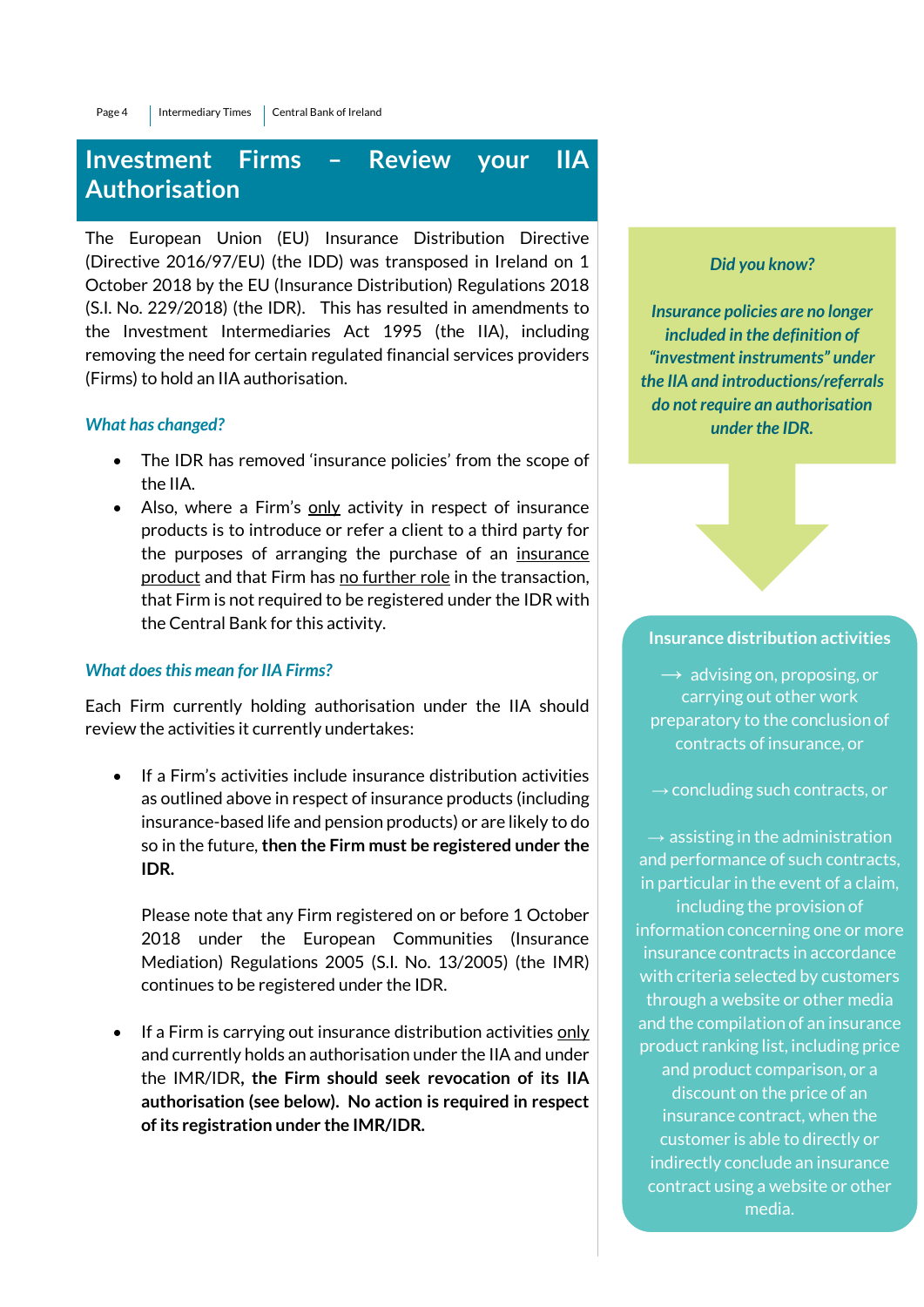## Investment Firms – Review your IIA Authorisation

The European Union (EU) Insurance Distribution Directive (Directive 2016/97/EU) (the IDD) was transposed in Ireland on 1 October 2018 by the EU (Insurance Distribution) Regulations 2018 (S.I. No. 229/2018) (the IDR). This has resulted in amendments to the Investment Intermediaries Act 1995 (the IIA), including removing the need for certain regulated financial services providers (Firms) to hold an IIA authorisation.

### *What has changed?*

- The IDR has removed 'insurance policies' from the scope of the IIA.
- Also, where a Firm's only activity in respect of insurance products is to introduce or refer a client to a third party for the purposes of arranging the purchase of an insurance product and that Firm has no further role in the transaction, that Firm is not required to be registered under the IDR with the Central Bank for this activity.

### *What does this mean for IIA Firms?*

Each Firm currently holding authorisation under the IIA should review the activities it currently undertakes:

- If a Firm's activities include insurance distribution activities as outlined above in respect of insurance products (including insurance-based life and pension products) or are likely to do so in the future, **then the Firm must be registered under the IDR.**

  Please note that any Firm registered on or before 1 October 2018 under the European Communities (Insurance Mediation) Regulations 2005 (S.I. No. 13/2005) (the IMR) continues to be registered under the IDR.

- If a Firm is carrying out insurance distribution activities only and currently holds an authorisation under the IIA and under the IMR/IDR, **the Firm should seek revocation of its IIA authorisation (see below). No action is required in respect of its registration under the IMR/IDR.**

*Did you know?*

***Insurance policies are no longer included in the definition of "investment instruments" under the IIA and introductions/referrals do not require an authorisation under the IDR.***

**Insurance distribution activities**

→ advising on, proposing, or carrying out other work preparatory to the conclusion of contracts of insurance, or

→ concluding such contracts, or

→ assisting in the administration and performance of such contracts, in particular in the event of a claim, including the provision of information concerning one or more insurance contracts in accordance with criteria selected by customers through a website or other media and the compilation of an insurance product ranking list, including price and product comparison, or a discount on the price of an insurance contract, when the customer is able to directly or indirectly conclude an insurance contract using a website or other media.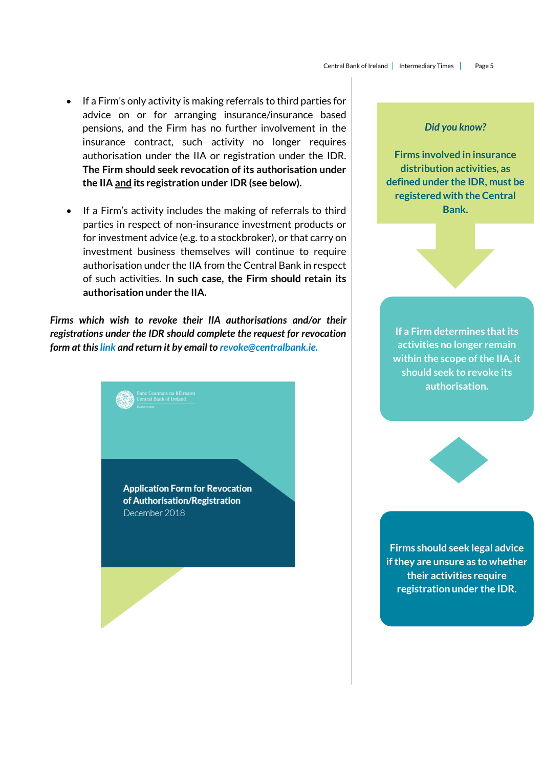- If a Firm's only activity is making referrals to third parties for advice on or for arranging insurance/insurance based pensions, and the Firm has no further involvement in the insurance contract, such activity no longer requires authorisation under the IIA or registration under the IDR. **The Firm should seek revocation of its authorisation under the IIA <u>and</u> its registration under IDR (see below).**

- If a Firm's activity includes the making of referrals to third parties in respect of non-insurance investment products or for investment advice (e.g. to a stockbroker), or that carry on investment business themselves will continue to require authorisation under the IIA from the Central Bank in respect of such activities. **In such case, the Firm should retain its authorisation under the IIA.**

***Firms which wish to revoke their IIA authorisations and/or their registrations under the IDR should complete the request for revocation form at this [link](link) and return it by email to [revoke@centralbank.ie.](mailto:revoke@centralbank.ie)***

Banc Ceannais na hÉireann
Central Bank of Ireland
Eurosystem

**Application Form for Revocation of Authorisation/Registration**
December 2018

***Did you know?***

**Firms involved in insurance distribution activities, as defined under the IDR, must be registered with the Central Bank.**

**If a Firm determines that its activities no longer remain within the scope of the IIA, it should seek to revoke its authorisation.**

**Firms should seek legal advice if they are unsure as to whether their activities require registration under the IDR.**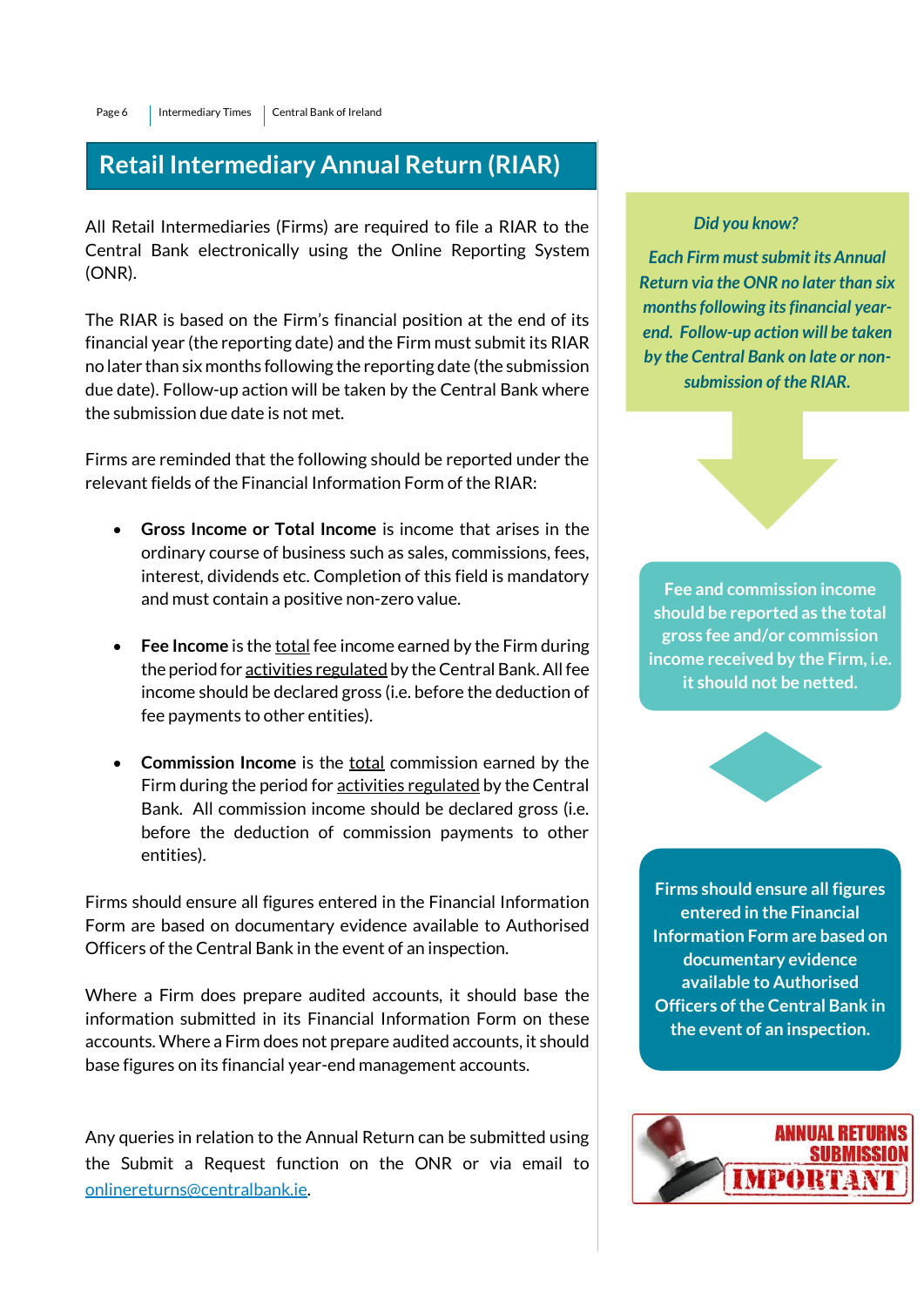# Retail Intermediary Annual Return (RIAR)

All Retail Intermediaries (Firms) are required to file a RIAR to the Central Bank electronically using the Online Reporting System (ONR).

The RIAR is based on the Firm's financial position at the end of its financial year (the reporting date) and the Firm must submit its RIAR no later than six months following the reporting date (the submission due date). Follow-up action will be taken by the Central Bank where the submission due date is not met.

Firms are reminded that the following should be reported under the relevant fields of the Financial Information Form of the RIAR:

- **Gross Income or Total Income** is income that arises in the ordinary course of business such as sales, commissions, fees, interest, dividends etc. Completion of this field is mandatory and must contain a positive non-zero value.
- **Fee Income** is the total fee income earned by the Firm during the period for activities regulated by the Central Bank. All fee income should be declared gross (i.e. before the deduction of fee payments to other entities).
- **Commission Income** is the total commission earned by the Firm during the period for activities regulated by the Central Bank. All commission income should be declared gross (i.e. before the deduction of commission payments to other entities).

Firms should ensure all figures entered in the Financial Information Form are based on documentary evidence available to Authorised Officers of the Central Bank in the event of an inspection.

Where a Firm does prepare audited accounts, it should base the information submitted in its Financial Information Form on these accounts. Where a Firm does not prepare audited accounts, it should base figures on its financial year-end management accounts.

Any queries in relation to the Annual Return can be submitted using the Submit a Request function on the ONR or via email to onlinereturns@centralbank.ie.

***Did you know?***

***Each Firm must submit its Annual Return via the ONR no later than six months following its financial year-end. Follow-up action will be taken by the Central Bank on late or non-submission of the RIAR.***

**Fee and commission income should be reported as the total gross fee and/or commission income received by the Firm, i.e. it should not be netted.**

**Firms should ensure all figures entered in the Financial Information Form are based on documentary evidence available to Authorised Officers of the Central Bank in the event of an inspection.**

ANNUAL RETURNS SUBMISSION IMPORTANT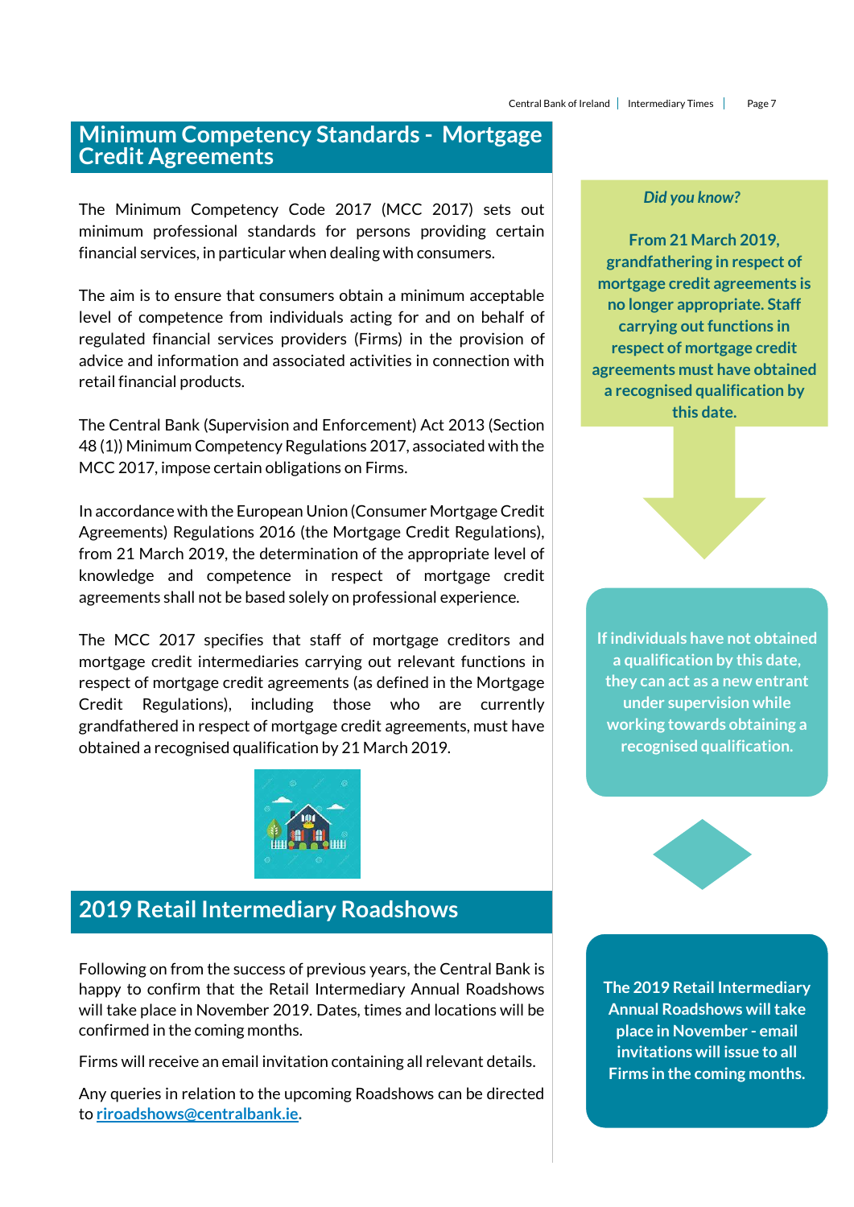## Minimum Competency Standards - Mortgage Credit Agreements

The Minimum Competency Code 2017 (MCC 2017) sets out minimum professional standards for persons providing certain financial services, in particular when dealing with consumers.

The aim is to ensure that consumers obtain a minimum acceptable level of competence from individuals acting for and on behalf of regulated financial services providers (Firms) in the provision of advice and information and associated activities in connection with retail financial products.

The Central Bank (Supervision and Enforcement) Act 2013 (Section 48 (1)) Minimum Competency Regulations 2017, associated with the MCC 2017, impose certain obligations on Firms.

In accordance with the European Union (Consumer Mortgage Credit Agreements) Regulations 2016 (the Mortgage Credit Regulations), from 21 March 2019, the determination of the appropriate level of knowledge and competence in respect of mortgage credit agreements shall not be based solely on professional experience.

The MCC 2017 specifies that staff of mortgage creditors and mortgage credit intermediaries carrying out relevant functions in respect of mortgage credit agreements (as defined in the Mortgage Credit Regulations), including those who are currently grandfathered in respect of mortgage credit agreements, must have obtained a recognised qualification by 21 March 2019.

*Did you know?*

**From 21 March 2019, grandfathering in respect of mortgage credit agreements is no longer appropriate. Staff carrying out functions in respect of mortgage credit agreements must have obtained a recognised qualification by this date.**

**If individuals have not obtained a qualification by this date, they can act as a new entrant under supervision while working towards obtaining a recognised qualification.**

## 2019 Retail Intermediary Roadshows

Following on from the success of previous years, the Central Bank is happy to confirm that the Retail Intermediary Annual Roadshows will take place in November 2019. Dates, times and locations will be confirmed in the coming months.

Firms will receive an email invitation containing all relevant details.

Any queries in relation to the upcoming Roadshows can be directed to **riroadshows@centralbank.ie**.

**The 2019 Retail Intermediary Annual Roadshows will take place in November - email invitations will issue to all Firms in the coming months.**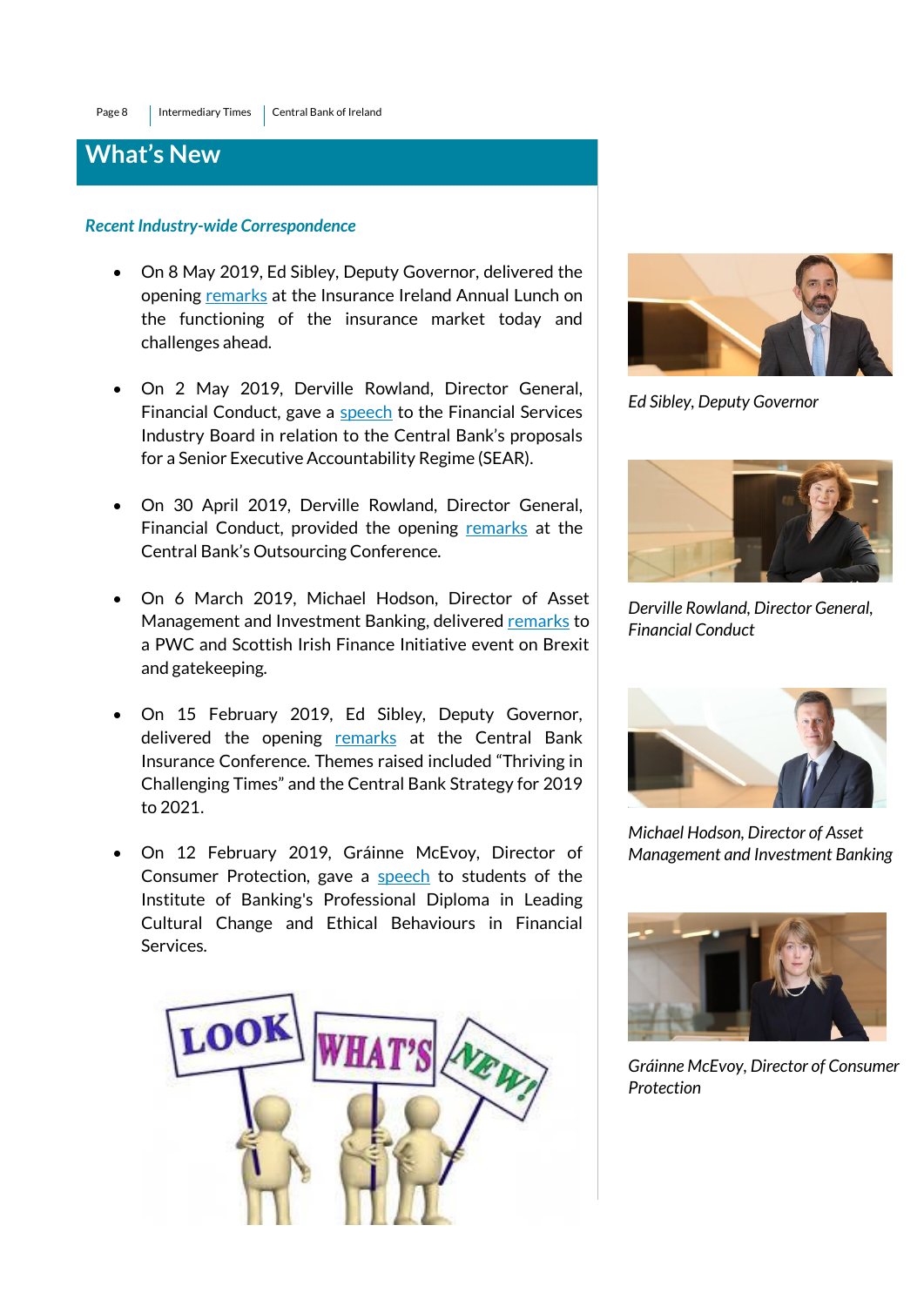## What's New

### *Recent Industry-wide Correspondence*

- On 8 May 2019, Ed Sibley, Deputy Governor, delivered the opening remarks at the Insurance Ireland Annual Lunch on the functioning of the insurance market today and challenges ahead.

- On 2 May 2019, Derville Rowland, Director General, Financial Conduct, gave a speech to the Financial Services Industry Board in relation to the Central Bank's proposals for a Senior Executive Accountability Regime (SEAR).

- On 30 April 2019, Derville Rowland, Director General, Financial Conduct, provided the opening remarks at the Central Bank's Outsourcing Conference.

- On 6 March 2019, Michael Hodson, Director of Asset Management and Investment Banking, delivered remarks to a PWC and Scottish Irish Finance Initiative event on Brexit and gatekeeping.

- On 15 February 2019, Ed Sibley, Deputy Governor, delivered the opening remarks at the Central Bank Insurance Conference. Themes raised included "Thriving in Challenging Times" and the Central Bank Strategy for 2019 to 2021.

- On 12 February 2019, Gráinne McEvoy, Director of Consumer Protection, gave a speech to students of the Institute of Banking's Professional Diploma in Leading Cultural Change and Ethical Behaviours in Financial Services.

*Ed Sibley, Deputy Governor*

*Derville Rowland, Director General, Financial Conduct*

*Michael Hodson, Director of Asset Management and Investment Banking*

*Gráinne McEvoy, Director of Consumer Protection*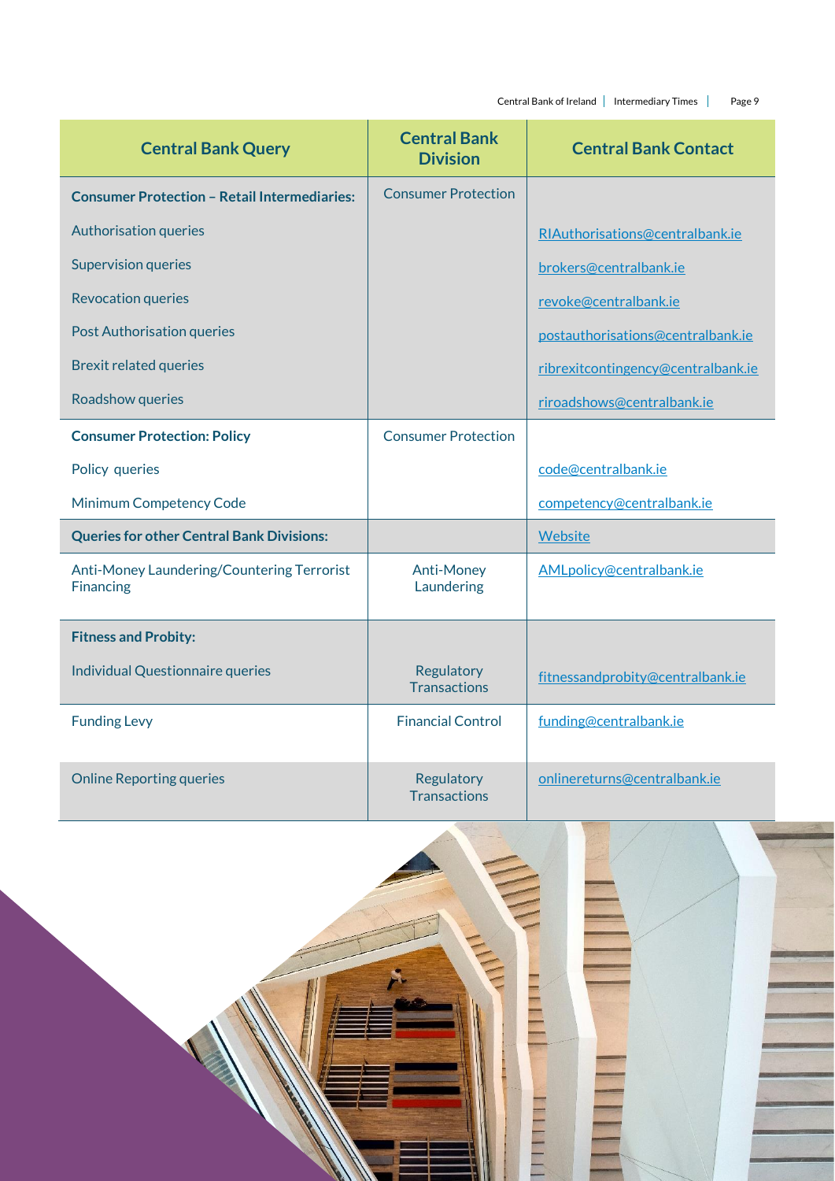| Central Bank Query | Central Bank Division | Central Bank Contact |
|---|---|---|
| **Consumer Protection – Retail Intermediaries:** | Consumer Protection | |
| Authorisation queries | | RIAuthorisations@centralbank.ie |
| Supervision queries | | brokers@centralbank.ie |
| Revocation queries | | revoke@centralbank.ie |
| Post Authorisation queries | | postauthorisations@centralbank.ie |
| Brexit related queries | | ribrexitcontingency@centralbank.ie |
| Roadshow queries | | riroadshows@centralbank.ie |
| **Consumer Protection: Policy** | Consumer Protection | |
| Policy queries | | code@centralbank.ie |
| Minimum Competency Code | | competency@centralbank.ie |
| **Queries for other Central Bank Divisions:** | | Website |
| Anti-Money Laundering/Countering Terrorist Financing | Anti-Money Laundering | AMLpolicy@centralbank.ie |
| **Fitness and Probity:** | | |
| Individual Questionnaire queries | Regulatory Transactions | fitnessandprobity@centralbank.ie |
| Funding Levy | Financial Control | funding@centralbank.ie |
| Online Reporting queries | Regulatory Transactions | onlinereturns@centralbank.ie |